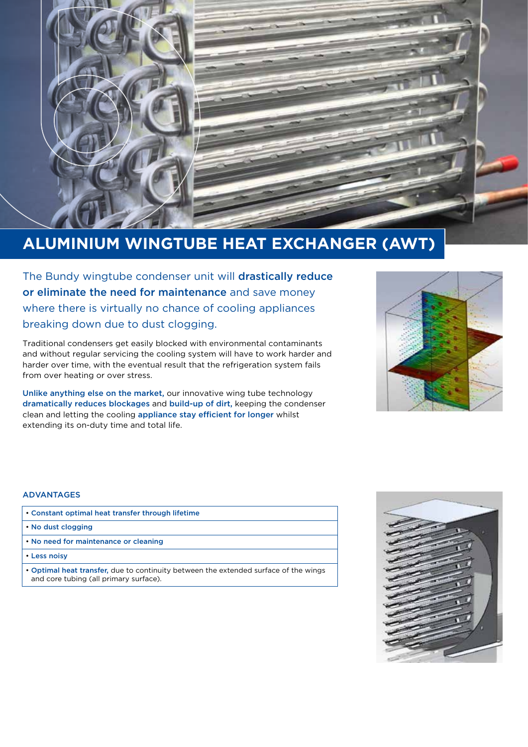# ALUMINIUM WINGTUBE HEAT EXCHANGER (AWT)

The Bundy wingtube condenser unit will **drastically reduce or eliminate the need for maintenance** and save money where there is virtually no chance of cooling appliances breaking down due to dust clogging.

Traditional condensers get easily blocked with environmental contaminants and without regular servicing the cooling system will have to work harder and harder over time, with the eventual result that the refrigeration system fails from over heating or over stress.

**Unlike anything else on the market,** our innovative wing tube technology **dramatically reduces blockages** and **build-up of dirt,** keeping the condenser clean and letting the cooling **appliance stay efficient for longer** whilst extending its on-duty time and total life.

## ADVANTAGES

- **Constant optimal heat transfer through lifetime**
- **No dust clogging**
- **No need for maintenance or cleaning**
- **Less noisy**
- **Optimal heat transfer,** due to continuity between the extended surface of the wings and core tubing (all primary surface).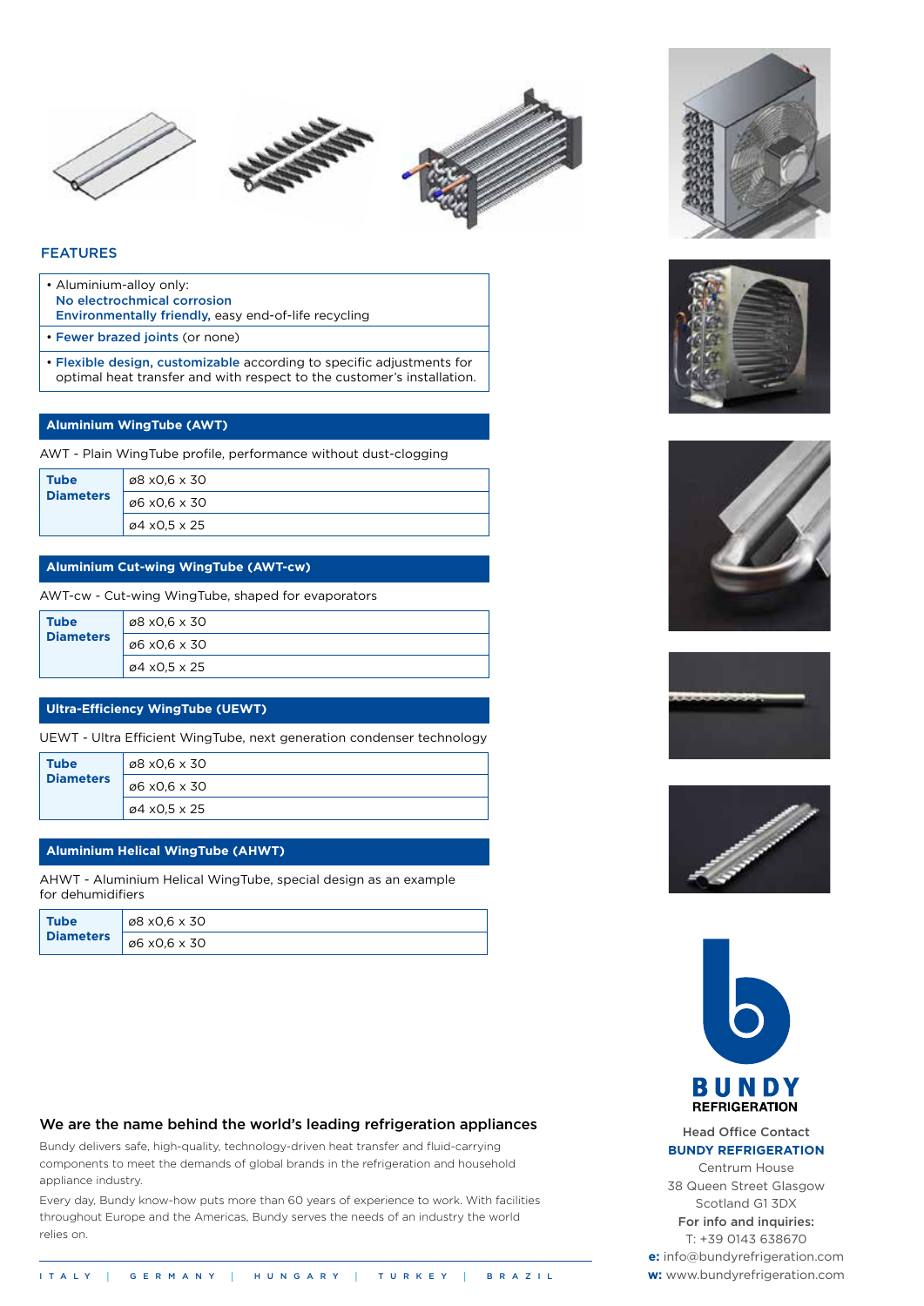## FEATURES

- Aluminium-alloy only:
  **No electrochmical corrosion**
  **Environmentally friendly,** easy end-of-life recycling
- **Fewer brazed joints** (or none)
- **Flexible design, customizable** according to specific adjustments for optimal heat transfer and with respect to the customer's installation.

### Aluminium WingTube (AWT)

AWT - Plain WingTube profile, performance without dust-clogging

| | |
|---|---|
| **Tube Diameters** | ø8 x0,6 x 30 |
| | ø6 x0,6 x 30 |
| | ø4 x0,5 x 25 |

### Aluminium Cut-wing WingTube (AWT-cw)

AWT-cw - Cut-wing WingTube, shaped for evaporators

| | |
|---|---|
| **Tube Diameters** | ø8 x0,6 x 30 |
| | ø6 x0,6 x 30 |
| | ø4 x0,5 x 25 |

### Ultra-Efficiency WingTube (UEWT)

UEWT - Ultra Efficient WingTube, next generation condenser technology

| | |
|---|---|
| **Tube Diameters** | ø8 x0,6 x 30 |
| | ø6 x0,6 x 30 |
| | ø4 x0,5 x 25 |

### Aluminium Helical WingTube (AHWT)

AHWT - Aluminium Helical WingTube, special design as an example for dehumidifiers

| | |
|---|---|
| **Tube Diameters** | ø8 x0,6 x 30 |
| | ø6 x0,6 x 30 |

## We are the name behind the world's leading refrigeration appliances

Bundy delivers safe, high-quality, technology-driven heat transfer and fluid-carrying components to meet the demands of global brands in the refrigeration and household appliance industry.

Every day, Bundy know-how puts more than 60 years of experience to work. With facilities throughout Europe and the Americas, Bundy serves the needs of an industry the world relies on.

ITALY | GERMANY | HUNGARY | TURKEY | BRAZIL

**BUNDY REFRIGERATION**

Head Office Contact
**BUNDY REFRIGERATION**
Centrum House
38 Queen Street Glasgow
Scotland G1 3DX
**For info and inquiries:**
T: +39 0143 638670
**e:** info@bundyrefrigeration.com
**w:** www.bundyrefrigeration.com